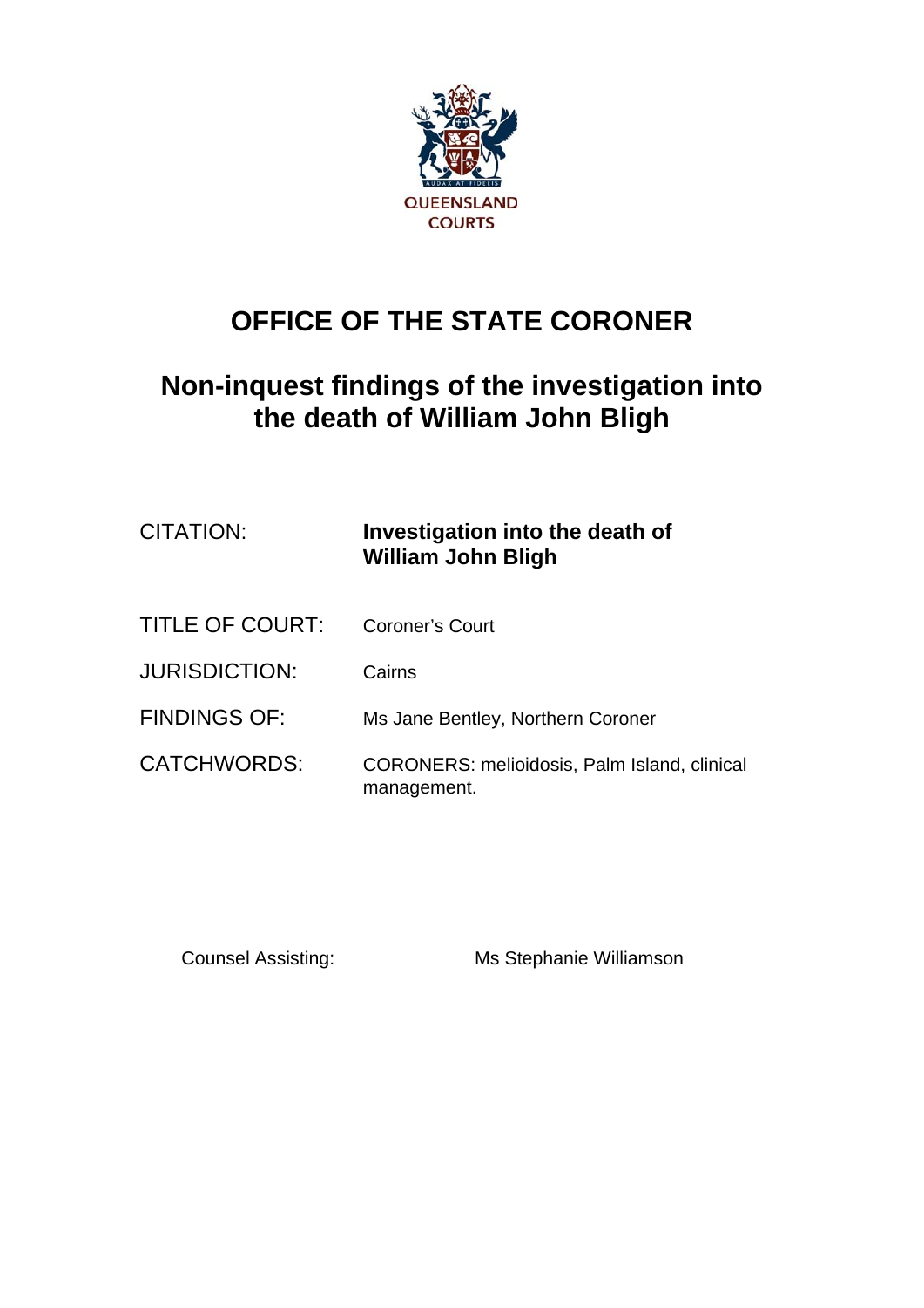QUEENSLAND COURTS

# OFFICE OF THE STATE CORONER

## Non-inquest findings of the investigation into the death of William John Bligh

| | |
|---|---|
| CITATION: | **Investigation into the death of William John Bligh** |
| TITLE OF COURT: | Coroner's Court |
| JURISDICTION: | Cairns |
| FINDINGS OF: | Ms Jane Bentley, Northern Coroner |
| CATCHWORDS: | CORONERS: melioidosis, Palm Island, clinical management. |

Counsel Assisting: Ms Stephanie Williamson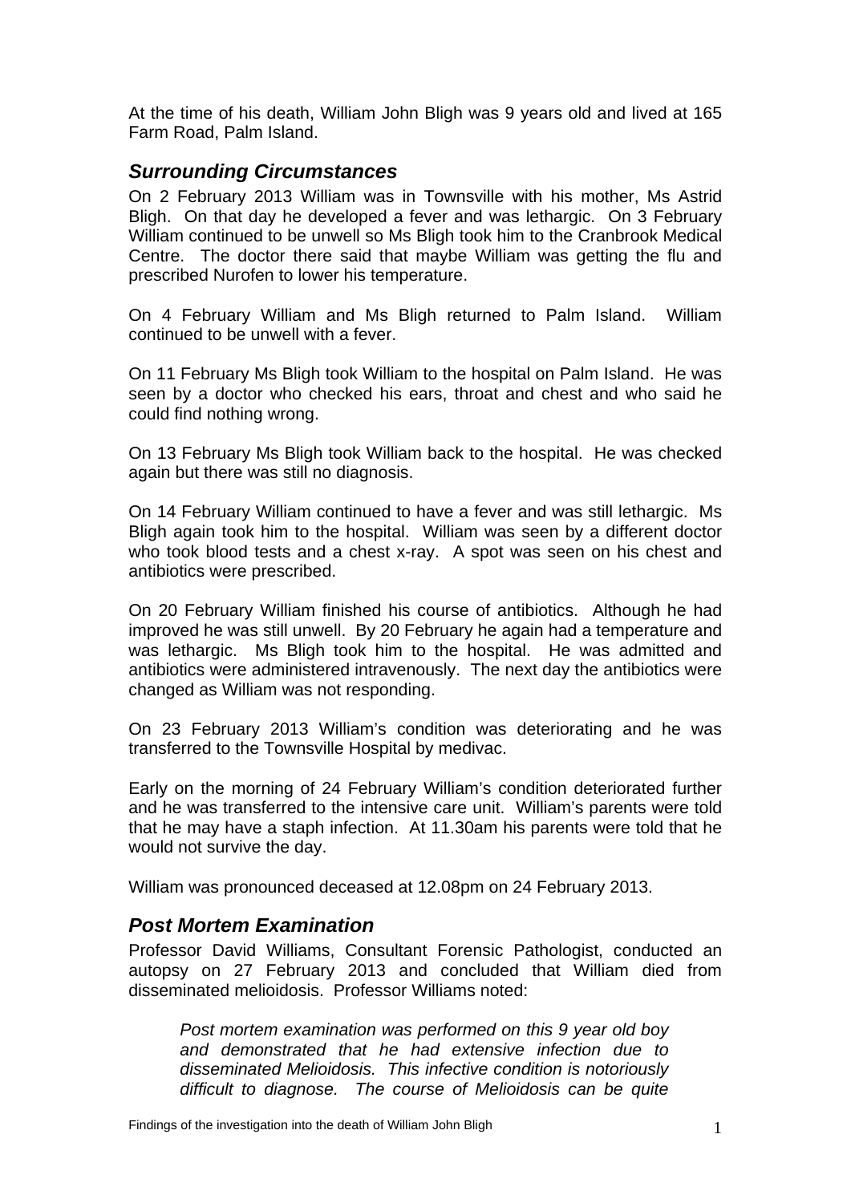At the time of his death, William John Bligh was 9 years old and lived at 165 Farm Road, Palm Island.

## *Surrounding Circumstances*

On 2 February 2013 William was in Townsville with his mother, Ms Astrid Bligh. On that day he developed a fever and was lethargic. On 3 February William continued to be unwell so Ms Bligh took him to the Cranbrook Medical Centre. The doctor there said that maybe William was getting the flu and prescribed Nurofen to lower his temperature.

On 4 February William and Ms Bligh returned to Palm Island. William continued to be unwell with a fever.

On 11 February Ms Bligh took William to the hospital on Palm Island. He was seen by a doctor who checked his ears, throat and chest and who said he could find nothing wrong.

On 13 February Ms Bligh took William back to the hospital. He was checked again but there was still no diagnosis.

On 14 February William continued to have a fever and was still lethargic. Ms Bligh again took him to the hospital. William was seen by a different doctor who took blood tests and a chest x-ray. A spot was seen on his chest and antibiotics were prescribed.

On 20 February William finished his course of antibiotics. Although he had improved he was still unwell. By 20 February he again had a temperature and was lethargic. Ms Bligh took him to the hospital. He was admitted and antibiotics were administered intravenously. The next day the antibiotics were changed as William was not responding.

On 23 February 2013 William's condition was deteriorating and he was transferred to the Townsville Hospital by medivac.

Early on the morning of 24 February William's condition deteriorated further and he was transferred to the intensive care unit. William's parents were told that he may have a staph infection. At 11.30am his parents were told that he would not survive the day.

William was pronounced deceased at 12.08pm on 24 February 2013.

## *Post Mortem Examination*

Professor David Williams, Consultant Forensic Pathologist, conducted an autopsy on 27 February 2013 and concluded that William died from disseminated melioidosis. Professor Williams noted:

> *Post mortem examination was performed on this 9 year old boy and demonstrated that he had extensive infection due to disseminated Melioidosis. This infective condition is notoriously difficult to diagnose. The course of Melioidosis can be quite*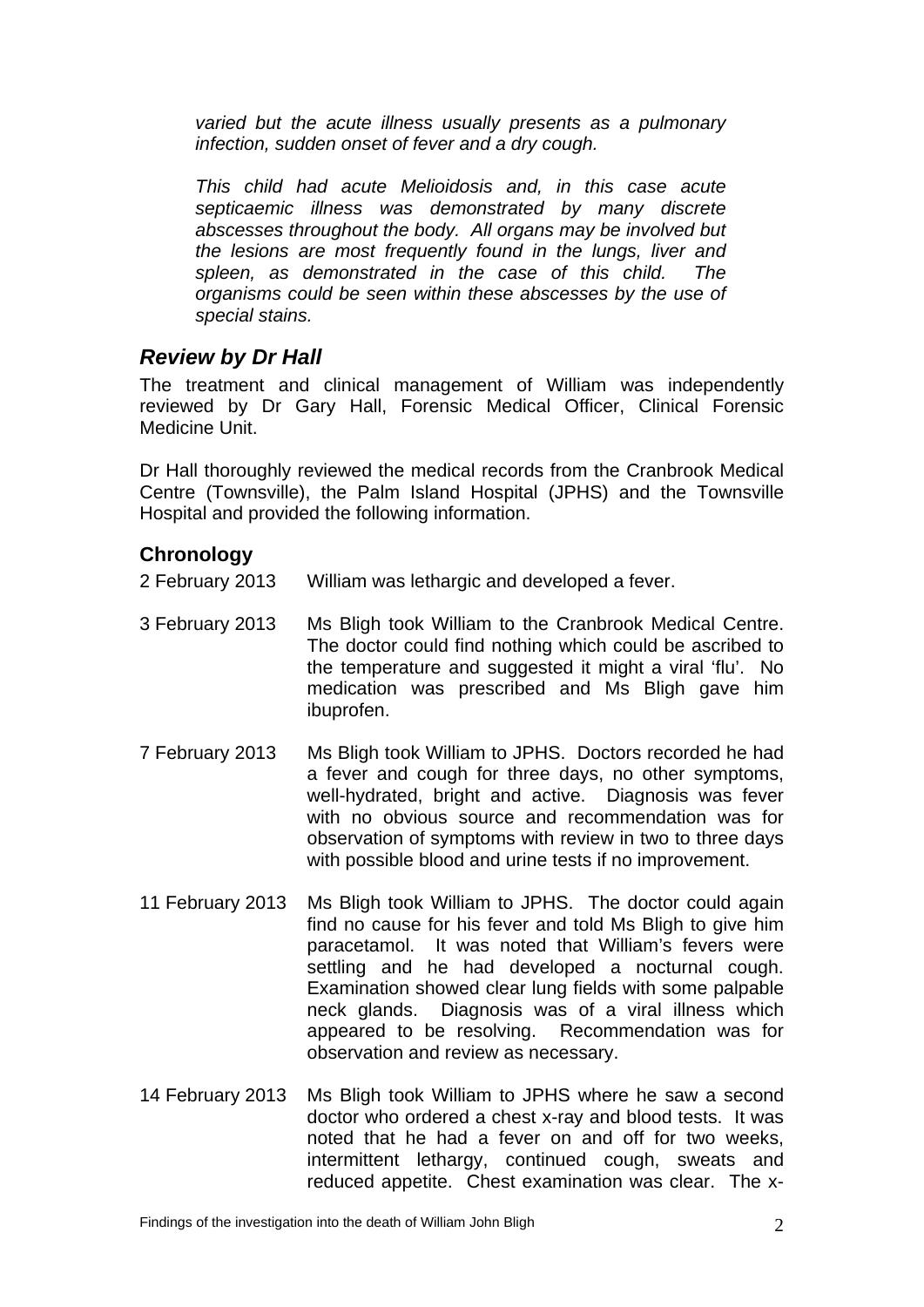*varied but the acute illness usually presents as a pulmonary infection, sudden onset of fever and a dry cough.*

*This child had acute Melioidosis and, in this case acute septicaemic illness was demonstrated by many discrete abscesses throughout the body. All organs may be involved but the lesions are most frequently found in the lungs, liver and spleen, as demonstrated in the case of this child. The organisms could be seen within these abscesses by the use of special stains.*

## *Review by Dr Hall*

The treatment and clinical management of William was independently reviewed by Dr Gary Hall, Forensic Medical Officer, Clinical Forensic Medicine Unit.

Dr Hall thoroughly reviewed the medical records from the Cranbrook Medical Centre (Townsville), the Palm Island Hospital (JPHS) and the Townsville Hospital and provided the following information.

### Chronology

2 February 2013 — William was lethargic and developed a fever.

3 February 2013 — Ms Bligh took William to the Cranbrook Medical Centre. The doctor could find nothing which could be ascribed to the temperature and suggested it might a viral 'flu'. No medication was prescribed and Ms Bligh gave him ibuprofen.

7 February 2013 — Ms Bligh took William to JPHS. Doctors recorded he had a fever and cough for three days, no other symptoms, well-hydrated, bright and active. Diagnosis was fever with no obvious source and recommendation was for observation of symptoms with review in two to three days with possible blood and urine tests if no improvement.

11 February 2013 — Ms Bligh took William to JPHS. The doctor could again find no cause for his fever and told Ms Bligh to give him paracetamol. It was noted that William's fevers were settling and he had developed a nocturnal cough. Examination showed clear lung fields with some palpable neck glands. Diagnosis was of a viral illness which appeared to be resolving. Recommendation was for observation and review as necessary.

14 February 2013 — Ms Bligh took William to JPHS where he saw a second doctor who ordered a chest x-ray and blood tests. It was noted that he had a fever on and off for two weeks, intermittent lethargy, continued cough, sweats and reduced appetite. Chest examination was clear. The x-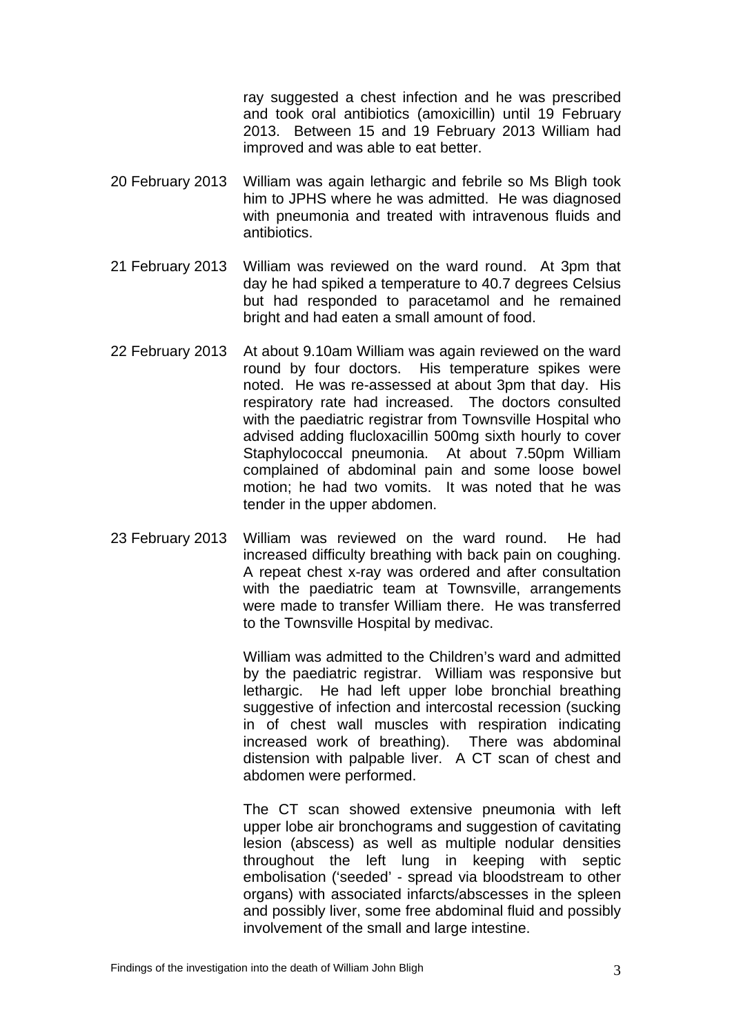ray suggested a chest infection and he was prescribed and took oral antibiotics (amoxicillin) until 19 February 2013. Between 15 and 19 February 2013 William had improved and was able to eat better.

20 February 2013 — William was again lethargic and febrile so Ms Bligh took him to JPHS where he was admitted. He was diagnosed with pneumonia and treated with intravenous fluids and antibiotics.

21 February 2013 — William was reviewed on the ward round. At 3pm that day he had spiked a temperature to 40.7 degrees Celsius but had responded to paracetamol and he remained bright and had eaten a small amount of food.

22 February 2013 — At about 9.10am William was again reviewed on the ward round by four doctors. His temperature spikes were noted. He was re-assessed at about 3pm that day. His respiratory rate had increased. The doctors consulted with the paediatric registrar from Townsville Hospital who advised adding flucloxacillin 500mg sixth hourly to cover Staphylococcal pneumonia. At about 7.50pm William complained of abdominal pain and some loose bowel motion; he had two vomits. It was noted that he was tender in the upper abdomen.

23 February 2013 — William was reviewed on the ward round. He had increased difficulty breathing with back pain on coughing. A repeat chest x-ray was ordered and after consultation with the paediatric team at Townsville, arrangements were made to transfer William there. He was transferred to the Townsville Hospital by medivac.

William was admitted to the Children's ward and admitted by the paediatric registrar. William was responsive but lethargic. He had left upper lobe bronchial breathing suggestive of infection and intercostal recession (sucking in of chest wall muscles with respiration indicating increased work of breathing). There was abdominal distension with palpable liver. A CT scan of chest and abdomen were performed.

The CT scan showed extensive pneumonia with left upper lobe air bronchograms and suggestion of cavitating lesion (abscess) as well as multiple nodular densities throughout the left lung in keeping with septic embolisation ('seeded' - spread via bloodstream to other organs) with associated infarcts/abscesses in the spleen and possibly liver, some free abdominal fluid and possibly involvement of the small and large intestine.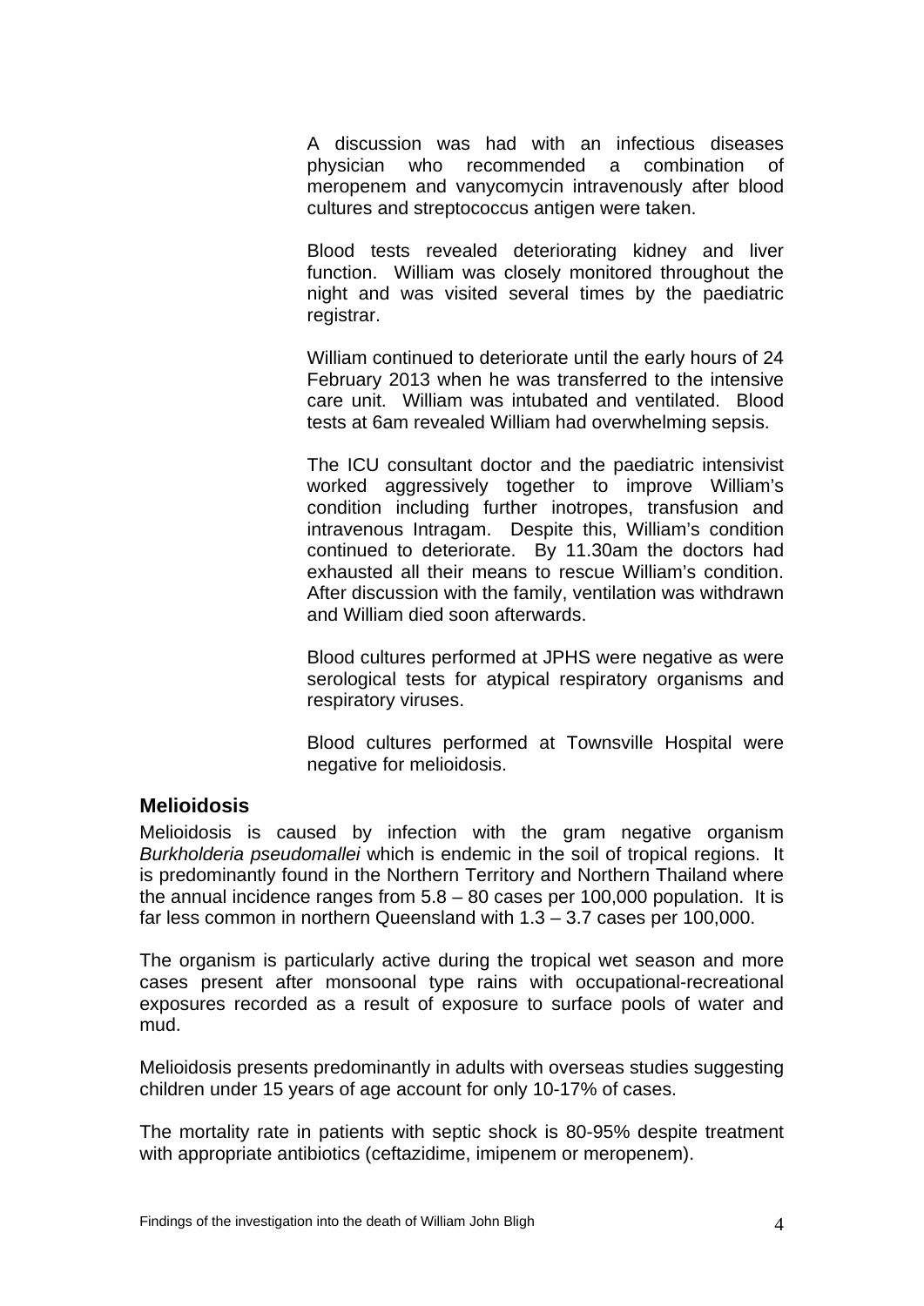A discussion was had with an infectious diseases physician who recommended a combination of meropenem and vanycomycin intravenously after blood cultures and streptococcus antigen were taken.

Blood tests revealed deteriorating kidney and liver function. William was closely monitored throughout the night and was visited several times by the paediatric registrar.

William continued to deteriorate until the early hours of 24 February 2013 when he was transferred to the intensive care unit. William was intubated and ventilated. Blood tests at 6am revealed William had overwhelming sepsis.

The ICU consultant doctor and the paediatric intensivist worked aggressively together to improve William's condition including further inotropes, transfusion and intravenous Intragam. Despite this, William's condition continued to deteriorate. By 11.30am the doctors had exhausted all their means to rescue William's condition. After discussion with the family, ventilation was withdrawn and William died soon afterwards.

Blood cultures performed at JPHS were negative as were serological tests for atypical respiratory organisms and respiratory viruses.

Blood cultures performed at Townsville Hospital were negative for melioidosis.

## Melioidosis

Melioidosis is caused by infection with the gram negative organism *Burkholderia pseudomallei* which is endemic in the soil of tropical regions. It is predominantly found in the Northern Territory and Northern Thailand where the annual incidence ranges from 5.8 – 80 cases per 100,000 population. It is far less common in northern Queensland with 1.3 – 3.7 cases per 100,000.

The organism is particularly active during the tropical wet season and more cases present after monsoonal type rains with occupational-recreational exposures recorded as a result of exposure to surface pools of water and mud.

Melioidosis presents predominantly in adults with overseas studies suggesting children under 15 years of age account for only 10-17% of cases.

The mortality rate in patients with septic shock is 80-95% despite treatment with appropriate antibiotics (ceftazidime, imipenem or meropenem).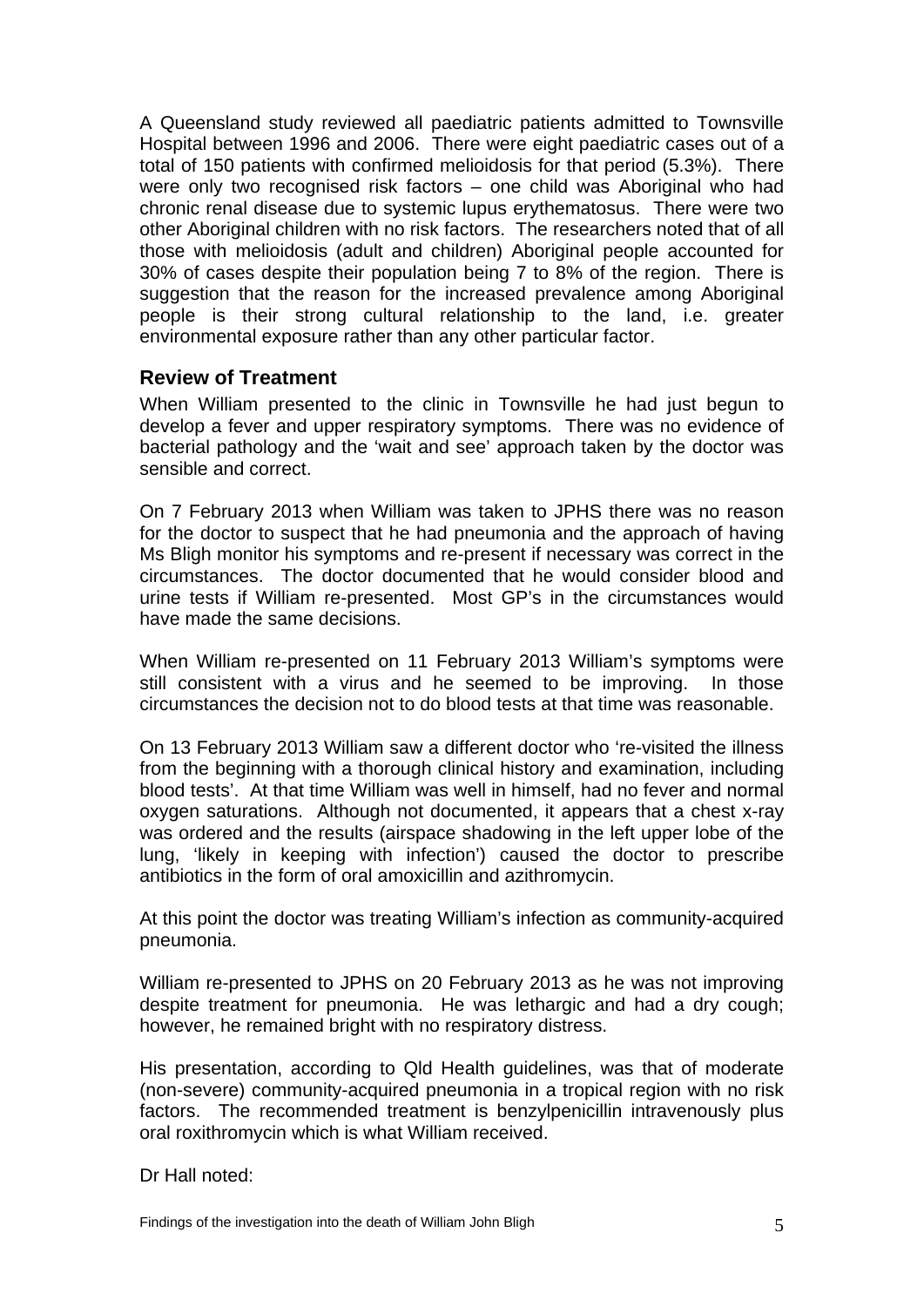A Queensland study reviewed all paediatric patients admitted to Townsville Hospital between 1996 and 2006. There were eight paediatric cases out of a total of 150 patients with confirmed melioidosis for that period (5.3%). There were only two recognised risk factors – one child was Aboriginal who had chronic renal disease due to systemic lupus erythematosus. There were two other Aboriginal children with no risk factors. The researchers noted that of all those with melioidosis (adult and children) Aboriginal people accounted for 30% of cases despite their population being 7 to 8% of the region. There is suggestion that the reason for the increased prevalence among Aboriginal people is their strong cultural relationship to the land, i.e. greater environmental exposure rather than any other particular factor.

## Review of Treatment

When William presented to the clinic in Townsville he had just begun to develop a fever and upper respiratory symptoms. There was no evidence of bacterial pathology and the 'wait and see' approach taken by the doctor was sensible and correct.

On 7 February 2013 when William was taken to JPHS there was no reason for the doctor to suspect that he had pneumonia and the approach of having Ms Bligh monitor his symptoms and re-present if necessary was correct in the circumstances. The doctor documented that he would consider blood and urine tests if William re-presented. Most GP's in the circumstances would have made the same decisions.

When William re-presented on 11 February 2013 William's symptoms were still consistent with a virus and he seemed to be improving. In those circumstances the decision not to do blood tests at that time was reasonable.

On 13 February 2013 William saw a different doctor who 're-visited the illness from the beginning with a thorough clinical history and examination, including blood tests'. At that time William was well in himself, had no fever and normal oxygen saturations. Although not documented, it appears that a chest x-ray was ordered and the results (airspace shadowing in the left upper lobe of the lung, 'likely in keeping with infection') caused the doctor to prescribe antibiotics in the form of oral amoxicillin and azithromycin.

At this point the doctor was treating William's infection as community-acquired pneumonia.

William re-presented to JPHS on 20 February 2013 as he was not improving despite treatment for pneumonia. He was lethargic and had a dry cough; however, he remained bright with no respiratory distress.

His presentation, according to Qld Health guidelines, was that of moderate (non-severe) community-acquired pneumonia in a tropical region with no risk factors. The recommended treatment is benzylpenicillin intravenously plus oral roxithromycin which is what William received.

Dr Hall noted: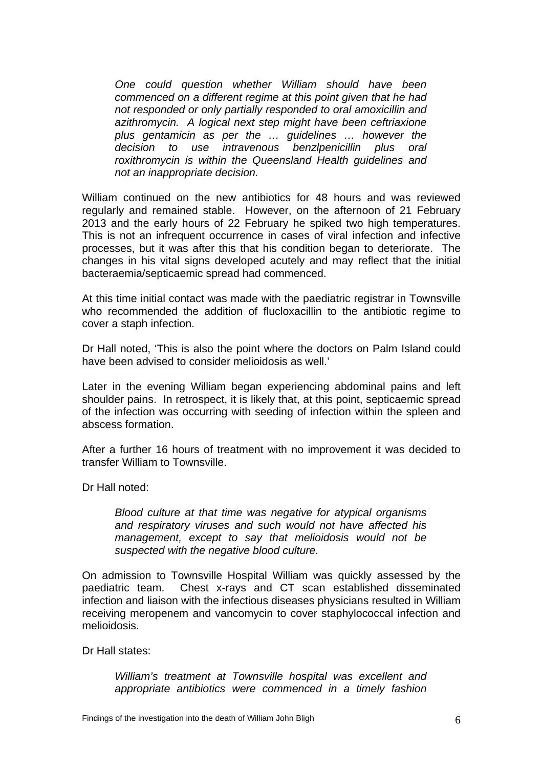> *One could question whether William should have been commenced on a different regime at this point given that he had not responded or only partially responded to oral amoxicillin and azithromycin. A logical next step might have been ceftriaxione plus gentamicin as per the … guidelines … however the decision to use intravenous benzlpenicillin plus oral roxithromycin is within the Queensland Health guidelines and not an inappropriate decision.*

William continued on the new antibiotics for 48 hours and was reviewed regularly and remained stable. However, on the afternoon of 21 February 2013 and the early hours of 22 February he spiked two high temperatures. This is not an infrequent occurrence in cases of viral infection and infective processes, but it was after this that his condition began to deteriorate. The changes in his vital signs developed acutely and may reflect that the initial bacteraemia/septicaemic spread had commenced.

At this time initial contact was made with the paediatric registrar in Townsville who recommended the addition of flucloxacillin to the antibiotic regime to cover a staph infection.

Dr Hall noted, 'This is also the point where the doctors on Palm Island could have been advised to consider melioidosis as well.'

Later in the evening William began experiencing abdominal pains and left shoulder pains. In retrospect, it is likely that, at this point, septicaemic spread of the infection was occurring with seeding of infection within the spleen and abscess formation.

After a further 16 hours of treatment with no improvement it was decided to transfer William to Townsville.

Dr Hall noted:

> *Blood culture at that time was negative for atypical organisms and respiratory viruses and such would not have affected his management, except to say that melioidosis would not be suspected with the negative blood culture.*

On admission to Townsville Hospital William was quickly assessed by the paediatric team. Chest x-rays and CT scan established disseminated infection and liaison with the infectious diseases physicians resulted in William receiving meropenem and vancomycin to cover staphylococcal infection and melioidosis.

Dr Hall states:

> *William's treatment at Townsville hospital was excellent and appropriate antibiotics were commenced in a timely fashion*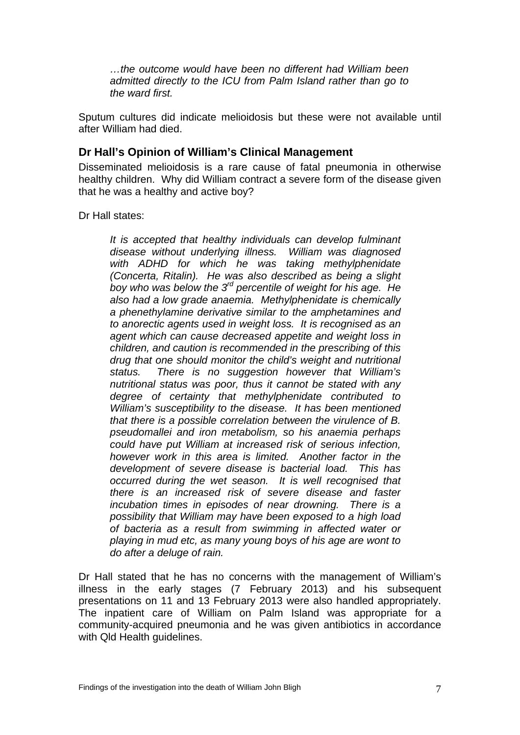*…the outcome would have been no different had William been admitted directly to the ICU from Palm Island rather than go to the ward first.*

Sputum cultures did indicate melioidosis but these were not available until after William had died.

## Dr Hall's Opinion of William's Clinical Management

Disseminated melioidosis is a rare cause of fatal pneumonia in otherwise healthy children. Why did William contract a severe form of the disease given that he was a healthy and active boy?

Dr Hall states:

> *It is accepted that healthy individuals can develop fulminant disease without underlying illness. William was diagnosed with ADHD for which he was taking methylphenidate (Concerta, Ritalin). He was also described as being a slight boy who was below the 3rd percentile of weight for his age. He also had a low grade anaemia. Methylphenidate is chemically a phenethylamine derivative similar to the amphetamines and to anorectic agents used in weight loss. It is recognised as an agent which can cause decreased appetite and weight loss in children, and caution is recommended in the prescribing of this drug that one should monitor the child's weight and nutritional status. There is no suggestion however that William's nutritional status was poor, thus it cannot be stated with any degree of certainty that methylphenidate contributed to William's susceptibility to the disease. It has been mentioned that there is a possible correlation between the virulence of B. pseudomallei and iron metabolism, so his anaemia perhaps could have put William at increased risk of serious infection, however work in this area is limited. Another factor in the development of severe disease is bacterial load. This has occurred during the wet season. It is well recognised that there is an increased risk of severe disease and faster incubation times in episodes of near drowning. There is a possibility that William may have been exposed to a high load of bacteria as a result from swimming in affected water or playing in mud etc, as many young boys of his age are wont to do after a deluge of rain.*

Dr Hall stated that he has no concerns with the management of William's illness in the early stages (7 February 2013) and his subsequent presentations on 11 and 13 February 2013 were also handled appropriately. The inpatient care of William on Palm Island was appropriate for a community-acquired pneumonia and he was given antibiotics in accordance with Qld Health guidelines.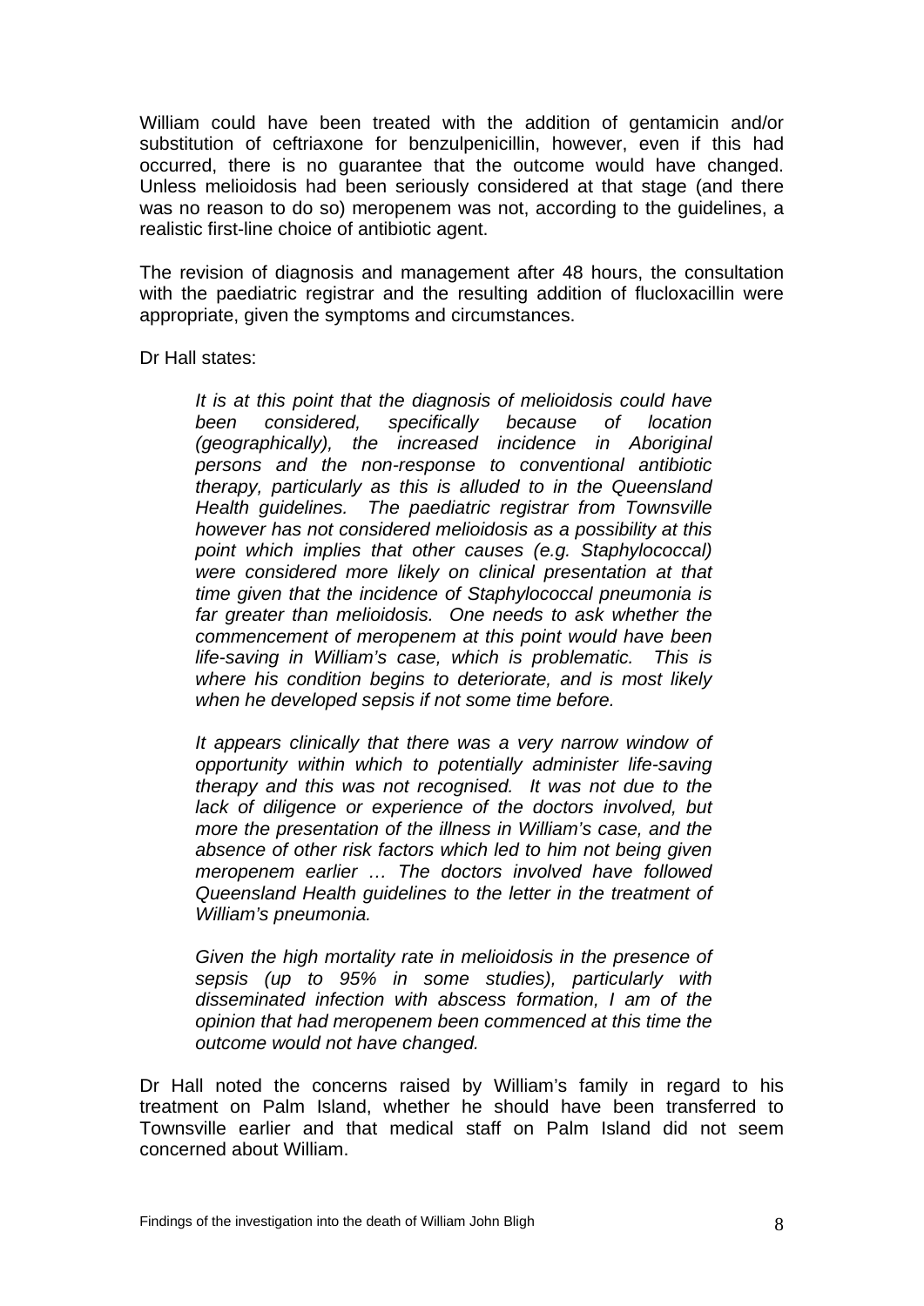William could have been treated with the addition of gentamicin and/or substitution of ceftriaxone for benzulpenicillin, however, even if this had occurred, there is no guarantee that the outcome would have changed. Unless melioidosis had been seriously considered at that stage (and there was no reason to do so) meropenem was not, according to the guidelines, a realistic first-line choice of antibiotic agent.

The revision of diagnosis and management after 48 hours, the consultation with the paediatric registrar and the resulting addition of flucloxacillin were appropriate, given the symptoms and circumstances.

Dr Hall states:

> *It is at this point that the diagnosis of melioidosis could have been considered, specifically because of location (geographically), the increased incidence in Aboriginal persons and the non-response to conventional antibiotic therapy, particularly as this is alluded to in the Queensland Health guidelines. The paediatric registrar from Townsville however has not considered melioidosis as a possibility at this point which implies that other causes (e.g. Staphylococcal) were considered more likely on clinical presentation at that time given that the incidence of Staphylococcal pneumonia is far greater than melioidosis. One needs to ask whether the commencement of meropenem at this point would have been life-saving in William's case, which is problematic. This is where his condition begins to deteriorate, and is most likely when he developed sepsis if not some time before.*
>
> *It appears clinically that there was a very narrow window of opportunity within which to potentially administer life-saving therapy and this was not recognised. It was not due to the lack of diligence or experience of the doctors involved, but more the presentation of the illness in William's case, and the absence of other risk factors which led to him not being given meropenem earlier … The doctors involved have followed Queensland Health guidelines to the letter in the treatment of William's pneumonia.*
>
> *Given the high mortality rate in melioidosis in the presence of sepsis (up to 95% in some studies), particularly with disseminated infection with abscess formation, I am of the opinion that had meropenem been commenced at this time the outcome would not have changed.*

Dr Hall noted the concerns raised by William's family in regard to his treatment on Palm Island, whether he should have been transferred to Townsville earlier and that medical staff on Palm Island did not seem concerned about William.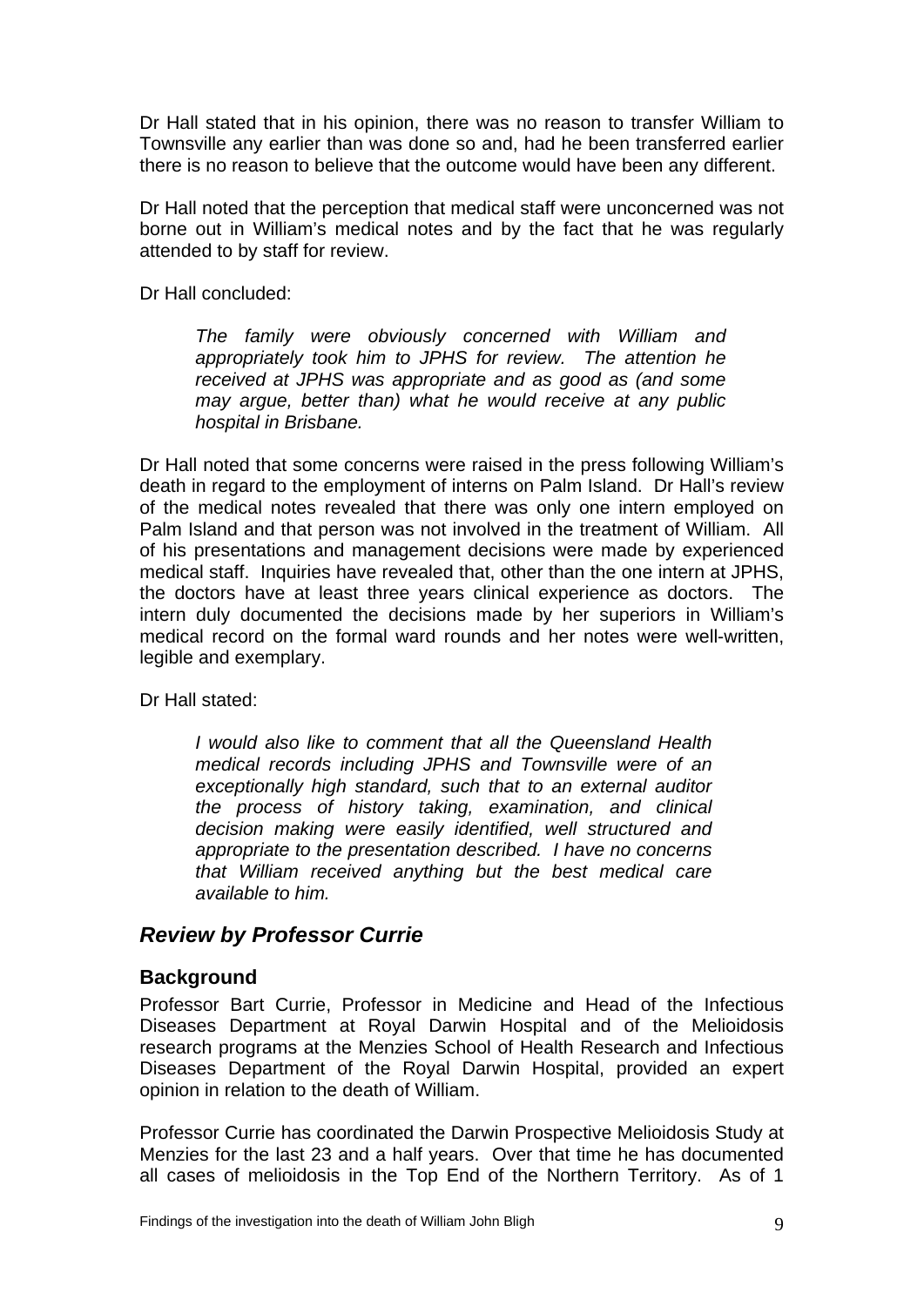Dr Hall stated that in his opinion, there was no reason to transfer William to Townsville any earlier than was done so and, had he been transferred earlier there is no reason to believe that the outcome would have been any different.

Dr Hall noted that the perception that medical staff were unconcerned was not borne out in William's medical notes and by the fact that he was regularly attended to by staff for review.

Dr Hall concluded:

> *The family were obviously concerned with William and appropriately took him to JPHS for review. The attention he received at JPHS was appropriate and as good as (and some may argue, better than) what he would receive at any public hospital in Brisbane.*

Dr Hall noted that some concerns were raised in the press following William's death in regard to the employment of interns on Palm Island. Dr Hall's review of the medical notes revealed that there was only one intern employed on Palm Island and that person was not involved in the treatment of William. All of his presentations and management decisions were made by experienced medical staff. Inquiries have revealed that, other than the one intern at JPHS, the doctors have at least three years clinical experience as doctors. The intern duly documented the decisions made by her superiors in William's medical record on the formal ward rounds and her notes were well-written, legible and exemplary.

Dr Hall stated:

> *I would also like to comment that all the Queensland Health medical records including JPHS and Townsville were of an exceptionally high standard, such that to an external auditor the process of history taking, examination, and clinical decision making were easily identified, well structured and appropriate to the presentation described. I have no concerns that William received anything but the best medical care available to him.*

## *Review by Professor Currie*

### **Background**

Professor Bart Currie, Professor in Medicine and Head of the Infectious Diseases Department at Royal Darwin Hospital and of the Melioidosis research programs at the Menzies School of Health Research and Infectious Diseases Department of the Royal Darwin Hospital, provided an expert opinion in relation to the death of William.

Professor Currie has coordinated the Darwin Prospective Melioidosis Study at Menzies for the last 23 and a half years. Over that time he has documented all cases of melioidosis in the Top End of the Northern Territory. As of 1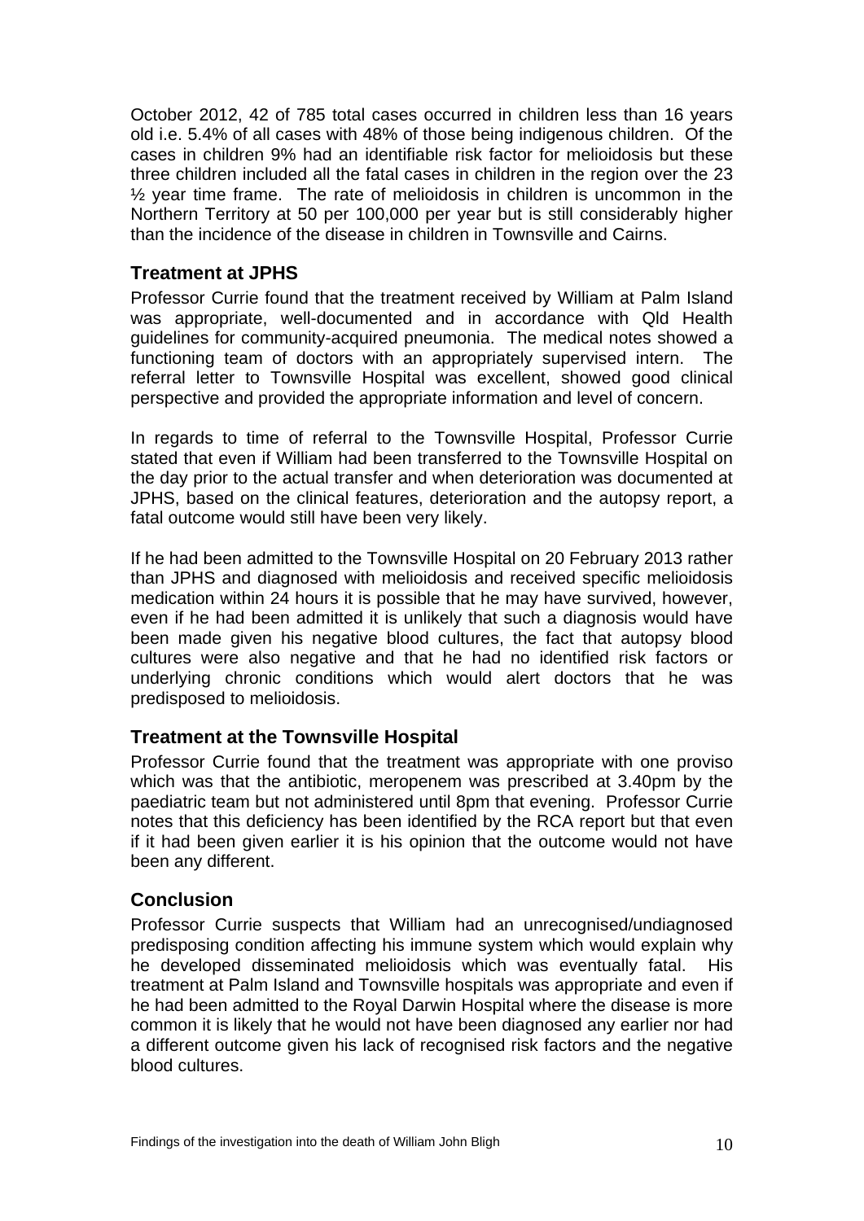October 2012, 42 of 785 total cases occurred in children less than 16 years old i.e. 5.4% of all cases with 48% of those being indigenous children. Of the cases in children 9% had an identifiable risk factor for melioidosis but these three children included all the fatal cases in children in the region over the 23 ½ year time frame. The rate of melioidosis in children is uncommon in the Northern Territory at 50 per 100,000 per year but is still considerably higher than the incidence of the disease in children in Townsville and Cairns.

## Treatment at JPHS

Professor Currie found that the treatment received by William at Palm Island was appropriate, well-documented and in accordance with Qld Health guidelines for community-acquired pneumonia. The medical notes showed a functioning team of doctors with an appropriately supervised intern. The referral letter to Townsville Hospital was excellent, showed good clinical perspective and provided the appropriate information and level of concern.

In regards to time of referral to the Townsville Hospital, Professor Currie stated that even if William had been transferred to the Townsville Hospital on the day prior to the actual transfer and when deterioration was documented at JPHS, based on the clinical features, deterioration and the autopsy report, a fatal outcome would still have been very likely.

If he had been admitted to the Townsville Hospital on 20 February 2013 rather than JPHS and diagnosed with melioidosis and received specific melioidosis medication within 24 hours it is possible that he may have survived, however, even if he had been admitted it is unlikely that such a diagnosis would have been made given his negative blood cultures, the fact that autopsy blood cultures were also negative and that he had no identified risk factors or underlying chronic conditions which would alert doctors that he was predisposed to melioidosis.

## Treatment at the Townsville Hospital

Professor Currie found that the treatment was appropriate with one proviso which was that the antibiotic, meropenem was prescribed at 3.40pm by the paediatric team but not administered until 8pm that evening. Professor Currie notes that this deficiency has been identified by the RCA report but that even if it had been given earlier it is his opinion that the outcome would not have been any different.

## Conclusion

Professor Currie suspects that William had an unrecognised/undiagnosed predisposing condition affecting his immune system which would explain why he developed disseminated melioidosis which was eventually fatal. His treatment at Palm Island and Townsville hospitals was appropriate and even if he had been admitted to the Royal Darwin Hospital where the disease is more common it is likely that he would not have been diagnosed any earlier nor had a different outcome given his lack of recognised risk factors and the negative blood cultures.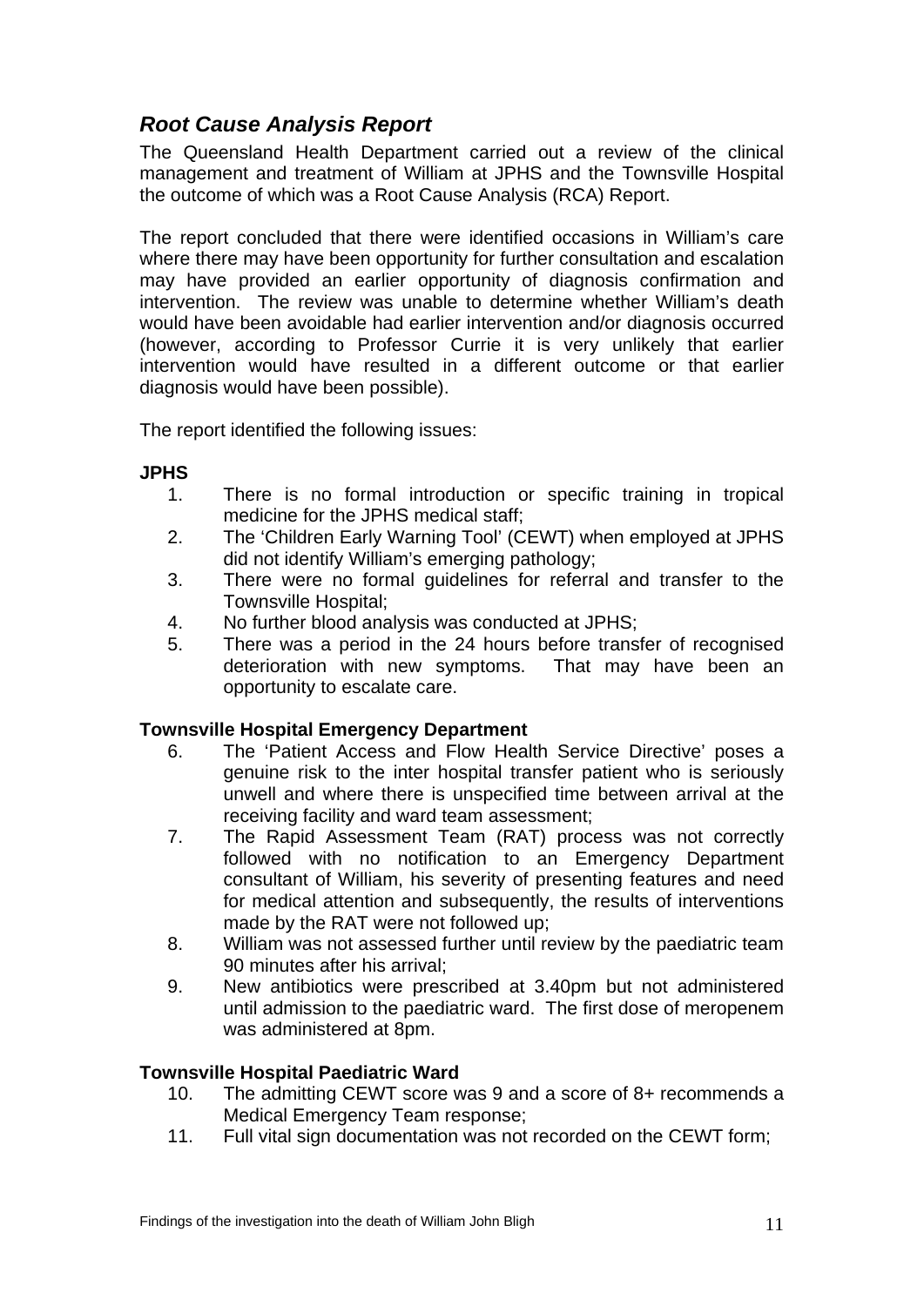## *Root Cause Analysis Report*

The Queensland Health Department carried out a review of the clinical management and treatment of William at JPHS and the Townsville Hospital the outcome of which was a Root Cause Analysis (RCA) Report.

The report concluded that there were identified occasions in William's care where there may have been opportunity for further consultation and escalation may have provided an earlier opportunity of diagnosis confirmation and intervention. The review was unable to determine whether William's death would have been avoidable had earlier intervention and/or diagnosis occurred (however, according to Professor Currie it is very unlikely that earlier intervention would have resulted in a different outcome or that earlier diagnosis would have been possible).

The report identified the following issues:

**JPHS**

1. There is no formal introduction or specific training in tropical medicine for the JPHS medical staff;
2. The 'Children Early Warning Tool' (CEWT) when employed at JPHS did not identify William's emerging pathology;
3. There were no formal guidelines for referral and transfer to the Townsville Hospital;
4. No further blood analysis was conducted at JPHS;
5. There was a period in the 24 hours before transfer of recognised deterioration with new symptoms. That may have been an opportunity to escalate care.

**Townsville Hospital Emergency Department**

6. The 'Patient Access and Flow Health Service Directive' poses a genuine risk to the inter hospital transfer patient who is seriously unwell and where there is unspecified time between arrival at the receiving facility and ward team assessment;
7. The Rapid Assessment Team (RAT) process was not correctly followed with no notification to an Emergency Department consultant of William, his severity of presenting features and need for medical attention and subsequently, the results of interventions made by the RAT were not followed up;
8. William was not assessed further until review by the paediatric team 90 minutes after his arrival;
9. New antibiotics were prescribed at 3.40pm but not administered until admission to the paediatric ward. The first dose of meropenem was administered at 8pm.

**Townsville Hospital Paediatric Ward**

10. The admitting CEWT score was 9 and a score of 8+ recommends a Medical Emergency Team response;
11. Full vital sign documentation was not recorded on the CEWT form;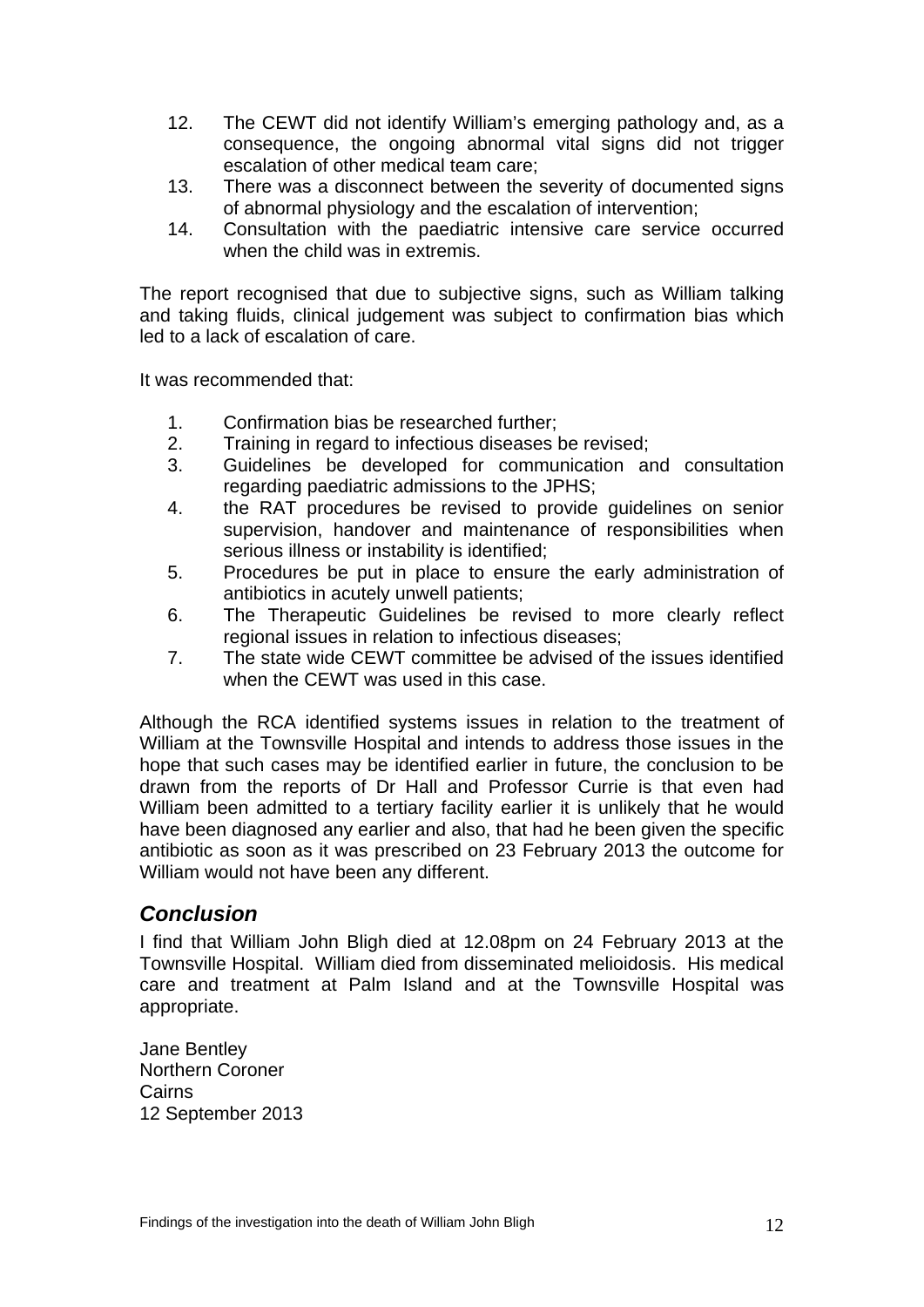12. The CEWT did not identify William's emerging pathology and, as a consequence, the ongoing abnormal vital signs did not trigger escalation of other medical team care;
13. There was a disconnect between the severity of documented signs of abnormal physiology and the escalation of intervention;
14. Consultation with the paediatric intensive care service occurred when the child was in extremis.

The report recognised that due to subjective signs, such as William talking and taking fluids, clinical judgement was subject to confirmation bias which led to a lack of escalation of care.

It was recommended that:

1. Confirmation bias be researched further;
2. Training in regard to infectious diseases be revised;
3. Guidelines be developed for communication and consultation regarding paediatric admissions to the JPHS;
4. the RAT procedures be revised to provide guidelines on senior supervision, handover and maintenance of responsibilities when serious illness or instability is identified;
5. Procedures be put in place to ensure the early administration of antibiotics in acutely unwell patients;
6. The Therapeutic Guidelines be revised to more clearly reflect regional issues in relation to infectious diseases;
7. The state wide CEWT committee be advised of the issues identified when the CEWT was used in this case.

Although the RCA identified systems issues in relation to the treatment of William at the Townsville Hospital and intends to address those issues in the hope that such cases may be identified earlier in future, the conclusion to be drawn from the reports of Dr Hall and Professor Currie is that even had William been admitted to a tertiary facility earlier it is unlikely that he would have been diagnosed any earlier and also, that had he been given the specific antibiotic as soon as it was prescribed on 23 February 2013 the outcome for William would not have been any different.

## *Conclusion*

I find that William John Bligh died at 12.08pm on 24 February 2013 at the Townsville Hospital. William died from disseminated melioidosis. His medical care and treatment at Palm Island and at the Townsville Hospital was appropriate.

Jane Bentley
Northern Coroner
Cairns
12 September 2013